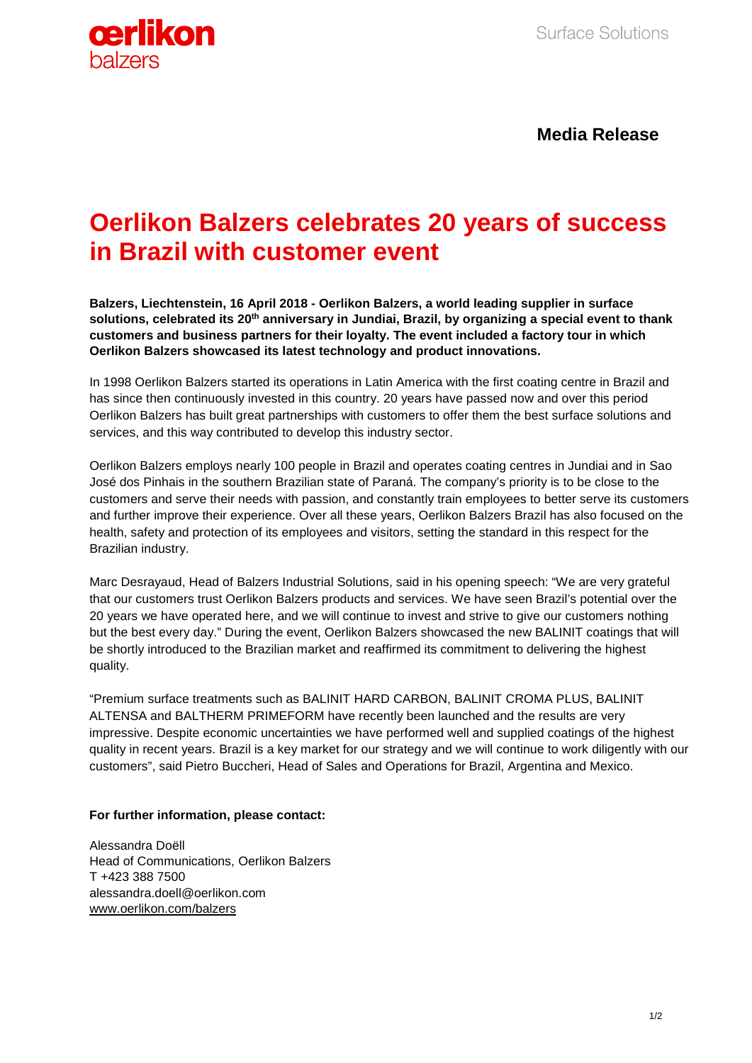**Media Release**

# Oerlikon Balzers celebrates 20 years of success in Brazil with customer event

**Balzers, Liechtenstein, 16 April 2018 - Oerlikon Balzers, a world leading supplier in surface solutions, celebrated its 20th anniversary in Jundiai, Brazil, by organizing a special event to thank customers and business partners for their loyalty. The event included a factory tour in which Oerlikon Balzers showcased its latest technology and product innovations.**

In 1998 Oerlikon Balzers started its operations in Latin America with the first coating centre in Brazil and has since then continuously invested in this country. 20 years have passed now and over this period Oerlikon Balzers has built great partnerships with customers to offer them the best surface solutions and services, and this way contributed to develop this industry sector.

Oerlikon Balzers employs nearly 100 people in Brazil and operates coating centres in Jundiai and in Sao José dos Pinhais in the southern Brazilian state of Paraná. The company's priority is to be close to the customers and serve their needs with passion, and constantly train employees to better serve its customers and further improve their experience. Over all these years, Oerlikon Balzers Brazil has also focused on the health, safety and protection of its employees and visitors, setting the standard in this respect for the Brazilian industry.

Marc Desrayaud, Head of Balzers Industrial Solutions, said in his opening speech: “We are very grateful that our customers trust Oerlikon Balzers products and services. We have seen Brazil's potential over the 20 years we have operated here, and we will continue to invest and strive to give our customers nothing but the best every day.” During the event, Oerlikon Balzers showcased the new BALINIT coatings that will be shortly introduced to the Brazilian market and reaffirmed its commitment to delivering the highest quality.

“Premium surface treatments such as BALINIT HARD CARBON, BALINIT CROMA PLUS, BALINIT ALTENSA and BALTHERM PRIMEFORM have recently been launched and the results are very impressive. Despite economic uncertainties we have performed well and supplied coatings of the highest quality in recent years. Brazil is a key market for our strategy and we will continue to work diligently with our customers”, said Pietro Buccheri, Head of Sales and Operations for Brazil, Argentina and Mexico.

**For further information, please contact:**

Alessandra Doëll
Head of Communications, Oerlikon Balzers
T +423 388 7500
alessandra.doell@oerlikon.com
www.oerlikon.com/balzers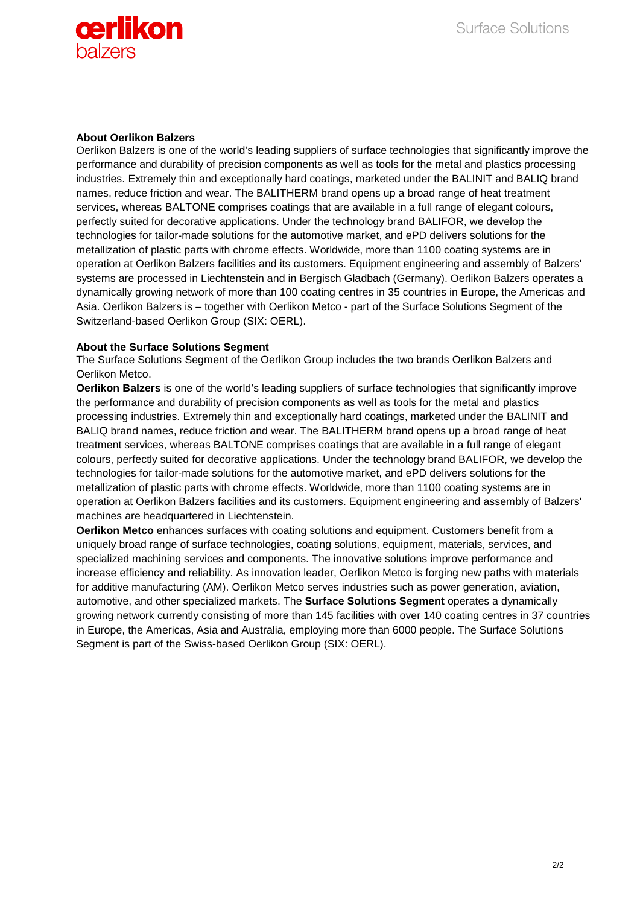**About Oerlikon Balzers**

Oerlikon Balzers is one of the world's leading suppliers of surface technologies that significantly improve the performance and durability of precision components as well as tools for the metal and plastics processing industries. Extremely thin and exceptionally hard coatings, marketed under the BALINIT and BALIQ brand names, reduce friction and wear. The BALITHERM brand opens up a broad range of heat treatment services, whereas BALTONE comprises coatings that are available in a full range of elegant colours, perfectly suited for decorative applications. Under the technology brand BALIFOR, we develop the technologies for tailor-made solutions for the automotive market, and ePD delivers solutions for the metallization of plastic parts with chrome effects. Worldwide, more than 1100 coating systems are in operation at Oerlikon Balzers facilities and its customers. Equipment engineering and assembly of Balzers' systems are processed in Liechtenstein and in Bergisch Gladbach (Germany). Oerlikon Balzers operates a dynamically growing network of more than 100 coating centres in 35 countries in Europe, the Americas and Asia. Oerlikon Balzers is – together with Oerlikon Metco - part of the Surface Solutions Segment of the Switzerland-based Oerlikon Group (SIX: OERL).

**About the Surface Solutions Segment**

The Surface Solutions Segment of the Oerlikon Group includes the two brands Oerlikon Balzers and Oerlikon Metco.

**Oerlikon Balzers** is one of the world's leading suppliers of surface technologies that significantly improve the performance and durability of precision components as well as tools for the metal and plastics processing industries. Extremely thin and exceptionally hard coatings, marketed under the BALINIT and BALIQ brand names, reduce friction and wear. The BALITHERM brand opens up a broad range of heat treatment services, whereas BALTONE comprises coatings that are available in a full range of elegant colours, perfectly suited for decorative applications. Under the technology brand BALIFOR, we develop the technologies for tailor-made solutions for the automotive market, and ePD delivers solutions for the metallization of plastic parts with chrome effects. Worldwide, more than 1100 coating systems are in operation at Oerlikon Balzers facilities and its customers. Equipment engineering and assembly of Balzers' machines are headquartered in Liechtenstein.

**Oerlikon Metco** enhances surfaces with coating solutions and equipment. Customers benefit from a uniquely broad range of surface technologies, coating solutions, equipment, materials, services, and specialized machining services and components. The innovative solutions improve performance and increase efficiency and reliability. As innovation leader, Oerlikon Metco is forging new paths with materials for additive manufacturing (AM). Oerlikon Metco serves industries such as power generation, aviation, automotive, and other specialized markets. The **Surface Solutions Segment** operates a dynamically growing network currently consisting of more than 145 facilities with over 140 coating centres in 37 countries in Europe, the Americas, Asia and Australia, employing more than 6000 people. The Surface Solutions Segment is part of the Swiss-based Oerlikon Group (SIX: OERL).